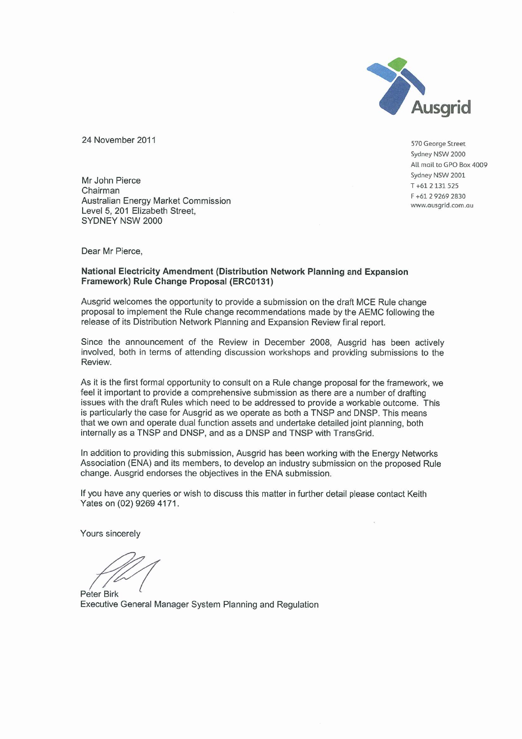Ausgrid

570 George Street
Sydney NSW 2000
All mail to GPO Box 4009
Sydney NSW 2001
T +61 2 131 525
F +61 2 9269 2830
www.ausgrid.com.au

24 November 2011

Mr John Pierce
Chairman
Australian Energy Market Commission
Level 5, 201 Elizabeth Street,
SYDNEY NSW 2000

Dear Mr Pierce,

**National Electricity Amendment (Distribution Network Planning and Expansion Framework) Rule Change Proposal (ERC0131)**

Ausgrid welcomes the opportunity to provide a submission on the draft MCE Rule change proposal to implement the Rule change recommendations made by the AEMC following the release of its Distribution Network Planning and Expansion Review final report.

Since the announcement of the Review in December 2008, Ausgrid has been actively involved, both in terms of attending discussion workshops and providing submissions to the Review.

As it is the first formal opportunity to consult on a Rule change proposal for the framework, we feel it important to provide a comprehensive submission as there are a number of drafting issues with the draft Rules which need to be addressed to provide a workable outcome. This is particularly the case for Ausgrid as we operate as both a TNSP and DNSP. This means that we own and operate dual function assets and undertake detailed joint planning, both internally as a TNSP and DNSP, and as a DNSP and TNSP with TransGrid.

In addition to providing this submission, Ausgrid has been working with the Energy Networks Association (ENA) and its members, to develop an industry submission on the proposed Rule change. Ausgrid endorses the objectives in the ENA submission.

If you have any queries or wish to discuss this matter in further detail please contact Keith Yates on (02) 9269 4171.

Yours sincerely

Peter Birk
Executive General Manager System Planning and Regulation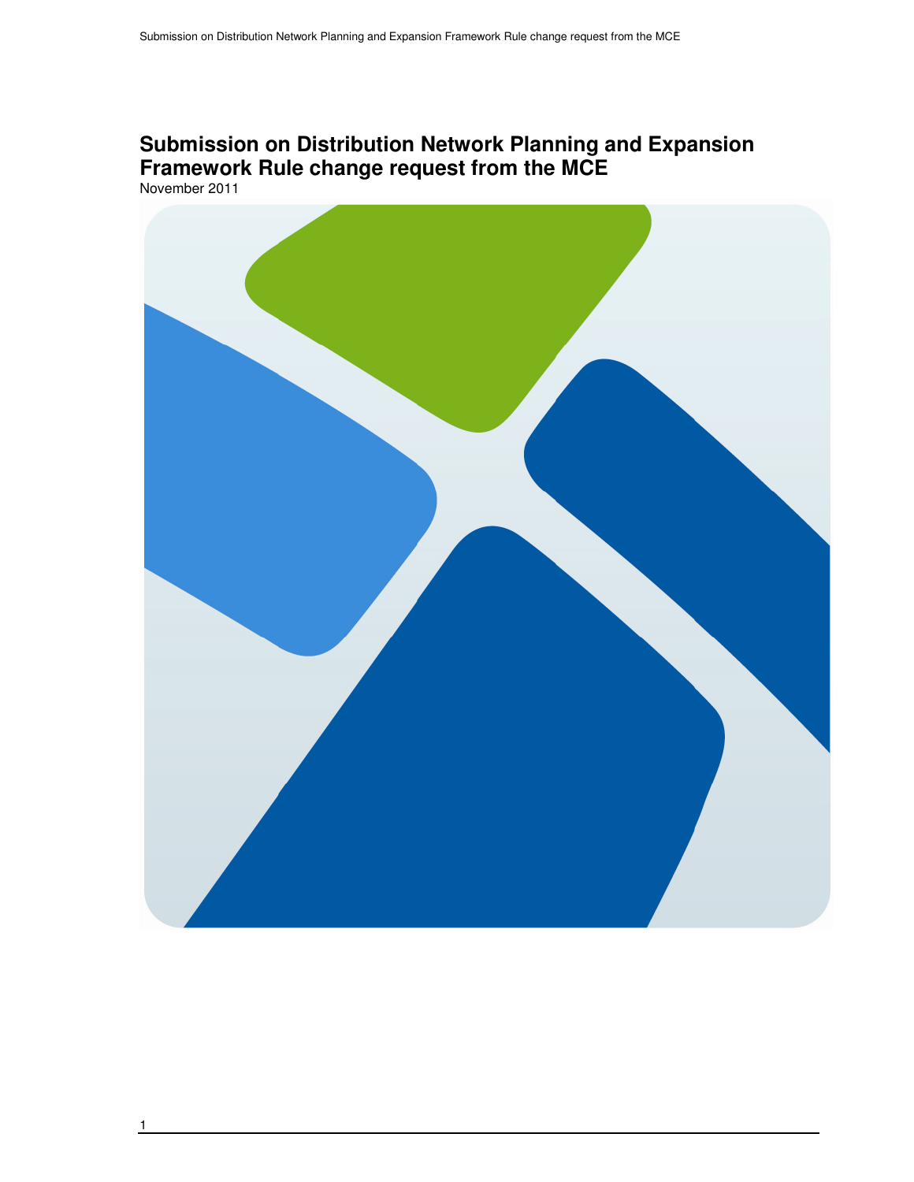# Submission on Distribution Network Planning and Expansion Framework Rule change request from the MCE

November 2011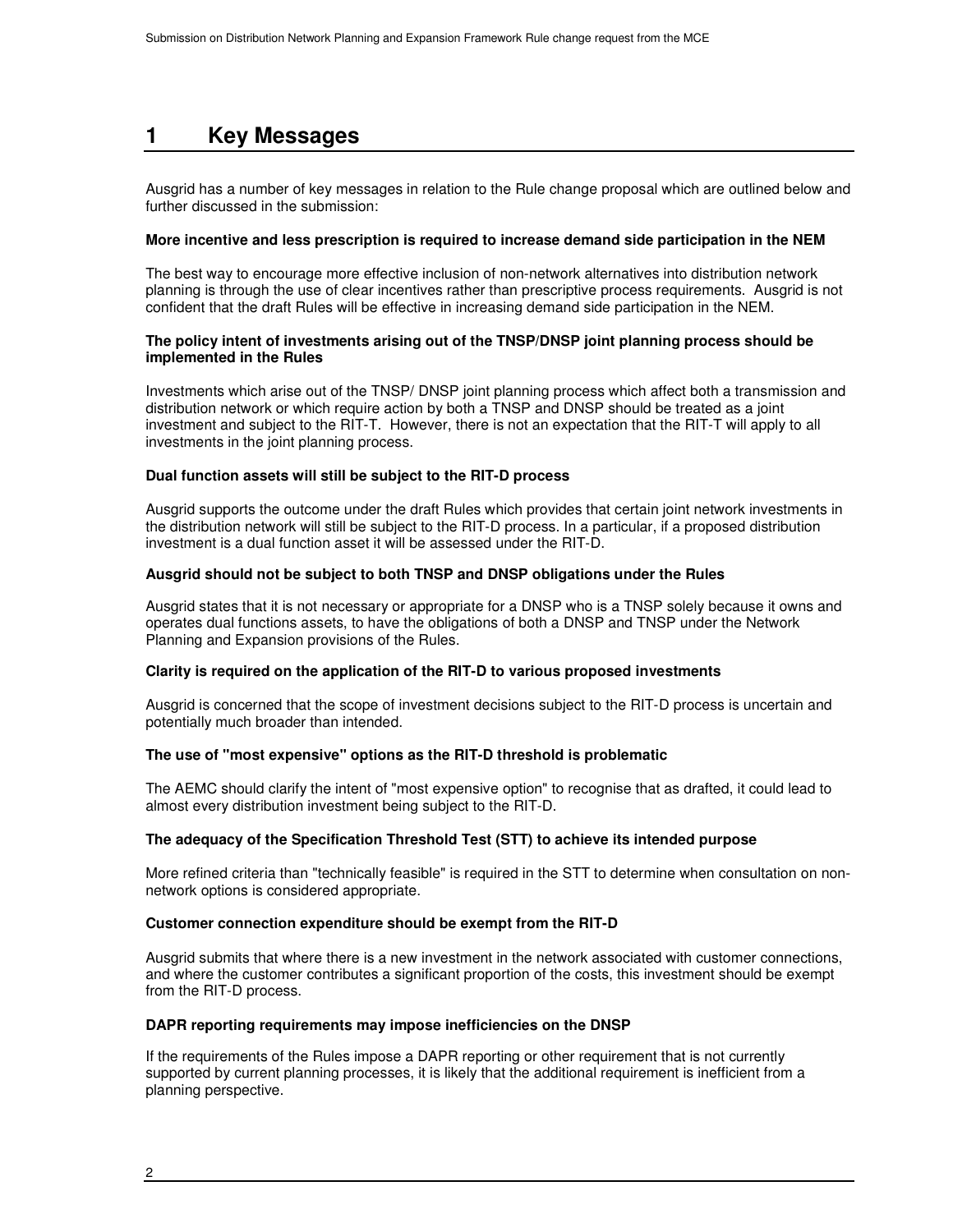# 1 Key Messages

Ausgrid has a number of key messages in relation to the Rule change proposal which are outlined below and further discussed in the submission:

**More incentive and less prescription is required to increase demand side participation in the NEM**

The best way to encourage more effective inclusion of non-network alternatives into distribution network planning is through the use of clear incentives rather than prescriptive process requirements. Ausgrid is not confident that the draft Rules will be effective in increasing demand side participation in the NEM.

**The policy intent of investments arising out of the TNSP/DNSP joint planning process should be implemented in the Rules**

Investments which arise out of the TNSP/ DNSP joint planning process which affect both a transmission and distribution network or which require action by both a TNSP and DNSP should be treated as a joint investment and subject to the RIT-T. However, there is not an expectation that the RIT-T will apply to all investments in the joint planning process.

**Dual function assets will still be subject to the RIT-D process**

Ausgrid supports the outcome under the draft Rules which provides that certain joint network investments in the distribution network will still be subject to the RIT-D process. In a particular, if a proposed distribution investment is a dual function asset it will be assessed under the RIT-D.

**Ausgrid should not be subject to both TNSP and DNSP obligations under the Rules**

Ausgrid states that it is not necessary or appropriate for a DNSP who is a TNSP solely because it owns and operates dual functions assets, to have the obligations of both a DNSP and TNSP under the Network Planning and Expansion provisions of the Rules.

**Clarity is required on the application of the RIT-D to various proposed investments**

Ausgrid is concerned that the scope of investment decisions subject to the RIT-D process is uncertain and potentially much broader than intended.

**The use of "most expensive" options as the RIT-D threshold is problematic**

The AEMC should clarify the intent of "most expensive option" to recognise that as drafted, it could lead to almost every distribution investment being subject to the RIT-D.

**The adequacy of the Specification Threshold Test (STT) to achieve its intended purpose**

More refined criteria than "technically feasible" is required in the STT to determine when consultation on non-network options is considered appropriate.

**Customer connection expenditure should be exempt from the RIT-D**

Ausgrid submits that where there is a new investment in the network associated with customer connections, and where the customer contributes a significant proportion of the costs, this investment should be exempt from the RIT-D process.

**DAPR reporting requirements may impose inefficiencies on the DNSP**

If the requirements of the Rules impose a DAPR reporting or other requirement that is not currently supported by current planning processes, it is likely that the additional requirement is inefficient from a planning perspective.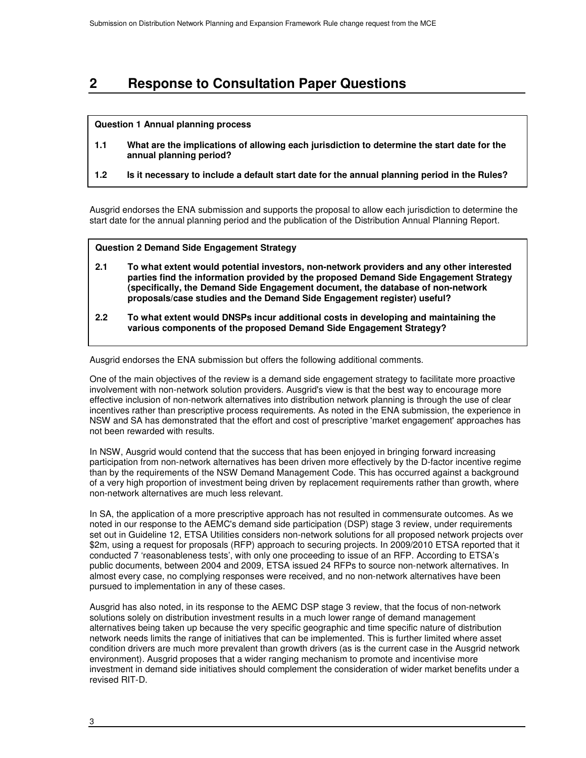# 2 Response to Consultation Paper Questions

**Question 1 Annual planning process**

**1.1 What are the implications of allowing each jurisdiction to determine the start date for the annual planning period?**

**1.2 Is it necessary to include a default start date for the annual planning period in the Rules?**

Ausgrid endorses the ENA submission and supports the proposal to allow each jurisdiction to determine the start date for the annual planning period and the publication of the Distribution Annual Planning Report.

**Question 2 Demand Side Engagement Strategy**

**2.1 To what extent would potential investors, non-network providers and any other interested parties find the information provided by the proposed Demand Side Engagement Strategy (specifically, the Demand Side Engagement document, the database of non-network proposals/case studies and the Demand Side Engagement register) useful?**

**2.2 To what extent would DNSPs incur additional costs in developing and maintaining the various components of the proposed Demand Side Engagement Strategy?**

Ausgrid endorses the ENA submission but offers the following additional comments.

One of the main objectives of the review is a demand side engagement strategy to facilitate more proactive involvement with non-network solution providers. Ausgrid's view is that the best way to encourage more effective inclusion of non-network alternatives into distribution network planning is through the use of clear incentives rather than prescriptive process requirements. As noted in the ENA submission, the experience in NSW and SA has demonstrated that the effort and cost of prescriptive 'market engagement' approaches has not been rewarded with results.

In NSW, Ausgrid would contend that the success that has been enjoyed in bringing forward increasing participation from non-network alternatives has been driven more effectively by the D-factor incentive regime than by the requirements of the NSW Demand Management Code. This has occurred against a background of a very high proportion of investment being driven by replacement requirements rather than growth, where non-network alternatives are much less relevant.

In SA, the application of a more prescriptive approach has not resulted in commensurate outcomes. As we noted in our response to the AEMC's demand side participation (DSP) stage 3 review, under requirements set out in Guideline 12, ETSA Utilities considers non-network solutions for all proposed network projects over $2m, using a request for proposals (RFP) approach to securing projects. In 2009/2010 ETSA reported that it conducted 7 'reasonableness tests', with only one proceeding to issue of an RFP. According to ETSA's public documents, between 2004 and 2009, ETSA issued 24 RFPs to source non-network alternatives. In almost every case, no complying responses were received, and no non-network alternatives have been pursued to implementation in any of these cases.

Ausgrid has also noted, in its response to the AEMC DSP stage 3 review, that the focus of non-network solutions solely on distribution investment results in a much lower range of demand management alternatives being taken up because the very specific geographic and time specific nature of distribution network needs limits the range of initiatives that can be implemented. This is further limited where asset condition drivers are much more prevalent than growth drivers (as is the current case in the Ausgrid network environment). Ausgrid proposes that a wider ranging mechanism to promote and incentivise more investment in demand side initiatives should complement the consideration of wider market benefits under a revised RIT-D.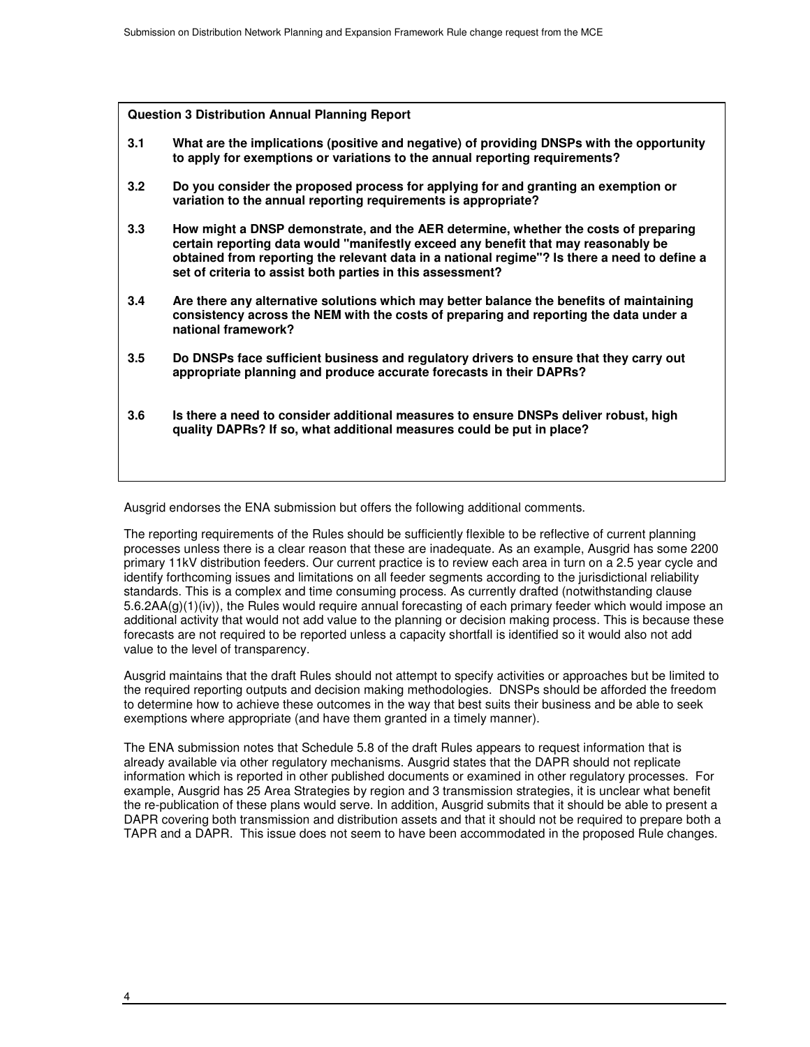**Question 3 Distribution Annual Planning Report**

**3.1 What are the implications (positive and negative) of providing DNSPs with the opportunity to apply for exemptions or variations to the annual reporting requirements?**

**3.2 Do you consider the proposed process for applying for and granting an exemption or variation to the annual reporting requirements is appropriate?**

**3.3 How might a DNSP demonstrate, and the AER determine, whether the costs of preparing certain reporting data would "manifestly exceed any benefit that may reasonably be obtained from reporting the relevant data in a national regime"? Is there a need to define a set of criteria to assist both parties in this assessment?**

**3.4 Are there any alternative solutions which may better balance the benefits of maintaining consistency across the NEM with the costs of preparing and reporting the data under a national framework?**

**3.5 Do DNSPs face sufficient business and regulatory drivers to ensure that they carry out appropriate planning and produce accurate forecasts in their DAPRs?**

**3.6 Is there a need to consider additional measures to ensure DNSPs deliver robust, high quality DAPRs? If so, what additional measures could be put in place?**

Ausgrid endorses the ENA submission but offers the following additional comments.

The reporting requirements of the Rules should be sufficiently flexible to be reflective of current planning processes unless there is a clear reason that these are inadequate. As an example, Ausgrid has some 2200 primary 11kV distribution feeders. Our current practice is to review each area in turn on a 2.5 year cycle and identify forthcoming issues and limitations on all feeder segments according to the jurisdictional reliability standards. This is a complex and time consuming process. As currently drafted (notwithstanding clause 5.6.2AA(g)(1)(iv)), the Rules would require annual forecasting of each primary feeder which would impose an additional activity that would not add value to the planning or decision making process. This is because these forecasts are not required to be reported unless a capacity shortfall is identified so it would also not add value to the level of transparency.

Ausgrid maintains that the draft Rules should not attempt to specify activities or approaches but be limited to the required reporting outputs and decision making methodologies. DNSPs should be afforded the freedom to determine how to achieve these outcomes in the way that best suits their business and be able to seek exemptions where appropriate (and have them granted in a timely manner).

The ENA submission notes that Schedule 5.8 of the draft Rules appears to request information that is already available via other regulatory mechanisms. Ausgrid states that the DAPR should not replicate information which is reported in other published documents or examined in other regulatory processes. For example, Ausgrid has 25 Area Strategies by region and 3 transmission strategies, it is unclear what benefit the re-publication of these plans would serve. In addition, Ausgrid submits that it should be able to present a DAPR covering both transmission and distribution assets and that it should not be required to prepare both a TAPR and a DAPR. This issue does not seem to have been accommodated in the proposed Rule changes.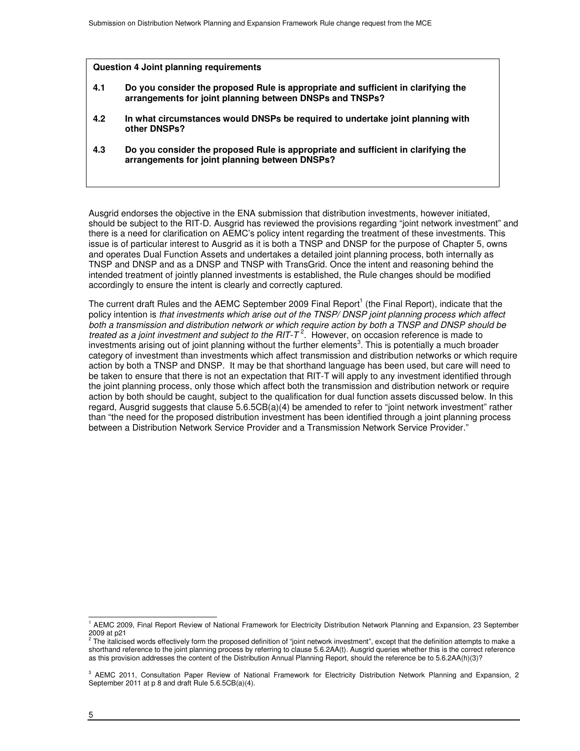**Question 4 Joint planning requirements**

**4.1 Do you consider the proposed Rule is appropriate and sufficient in clarifying the arrangements for joint planning between DNSPs and TNSPs?**

**4.2 In what circumstances would DNSPs be required to undertake joint planning with other DNSPs?**

**4.3 Do you consider the proposed Rule is appropriate and sufficient in clarifying the arrangements for joint planning between DNSPs?**

Ausgrid endorses the objective in the ENA submission that distribution investments, however initiated, should be subject to the RIT-D. Ausgrid has reviewed the provisions regarding "joint network investment" and there is a need for clarification on AEMC's policy intent regarding the treatment of these investments. This issue is of particular interest to Ausgrid as it is both a TNSP and DNSP for the purpose of Chapter 5, owns and operates Dual Function Assets and undertakes a detailed joint planning process, both internally as TNSP and DNSP and as a DNSP and TNSP with TransGrid. Once the intent and reasoning behind the intended treatment of jointly planned investments is established, the Rule changes should be modified accordingly to ensure the intent is clearly and correctly captured.

The current draft Rules and the AEMC September 2009 Final Report[1] (the Final Report), indicate that the policy intention is *that investments which arise out of the TNSP/ DNSP joint planning process which affect both a transmission and distribution network or which require action by both a TNSP and DNSP should be treated as a joint investment and subject to the RIT-T*[2]. However, on occasion reference is made to investments arising out of joint planning without the further elements[3]. This is potentially a much broader category of investment than investments which affect transmission and distribution networks or which require action by both a TNSP and DNSP. It may be that shorthand language has been used, but care will need to be taken to ensure that there is not an expectation that RIT-T will apply to any investment identified through the joint planning process, only those which affect both the transmission and distribution network or require action by both should be caught, subject to the qualification for dual function assets discussed below. In this regard, Ausgrid suggests that clause 5.6.5CB(a)(4) be amended to refer to "joint network investment" rather than "the need for the proposed distribution investment has been identified through a joint planning process between a Distribution Network Service Provider and a Transmission Network Service Provider."

---

[1] AEMC 2009, Final Report Review of National Framework for Electricity Distribution Network Planning and Expansion, 23 September 2009 at p21

[2] The italicised words effectively form the proposed definition of "joint network investment", except that the definition attempts to make a shorthand reference to the joint planning process by referring to clause 5.6.2AA(t). Ausgrid queries whether this is the correct reference as this provision addresses the content of the Distribution Annual Planning Report, should the reference be to 5.6.2AA(h)(3)?

[3] AEMC 2011, Consultation Paper Review of National Framework for Electricity Distribution Network Planning and Expansion, 2 September 2011 at p 8 and draft Rule 5.6.5CB(a)(4).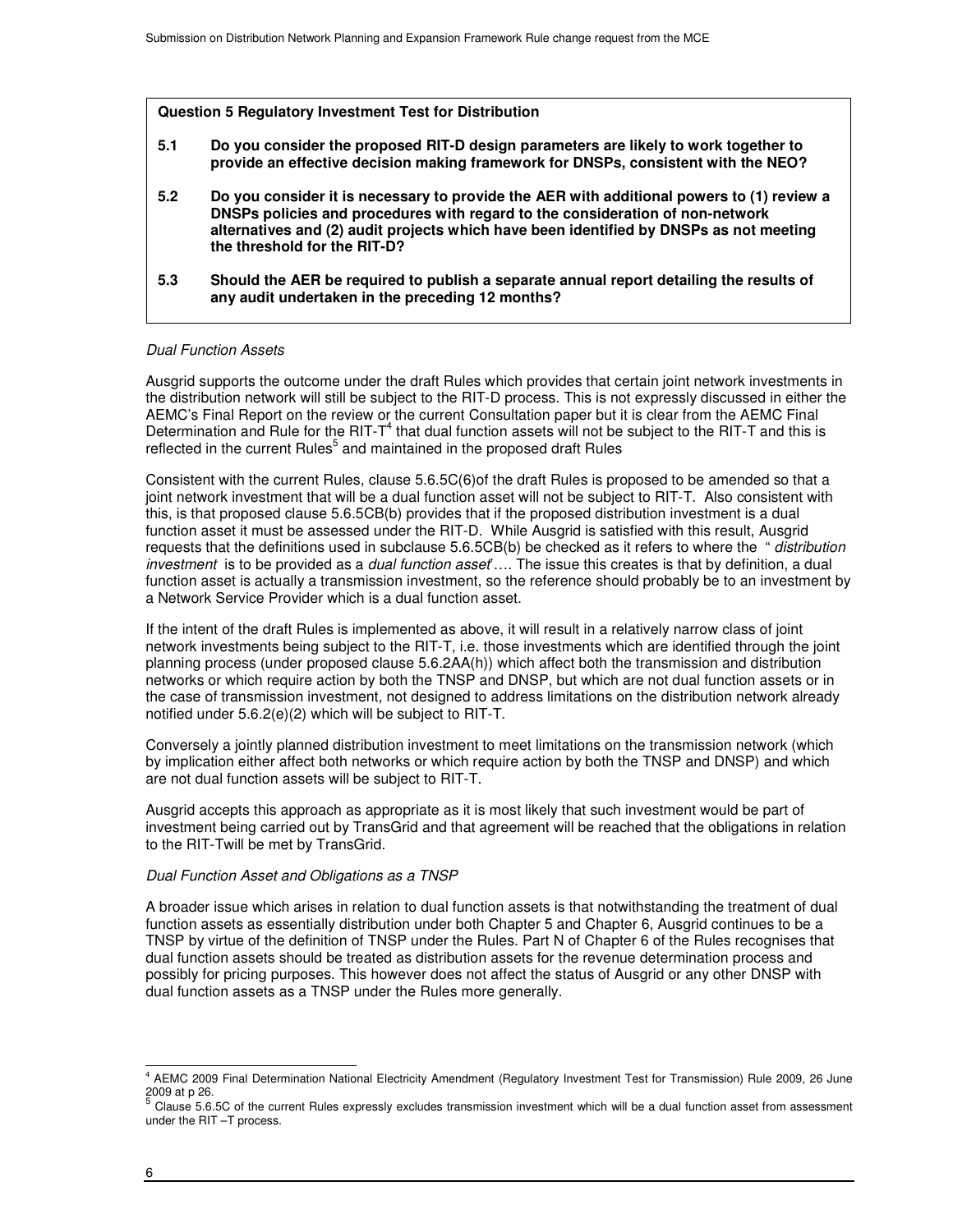**Question 5 Regulatory Investment Test for Distribution**

**5.1 Do you consider the proposed RIT-D design parameters are likely to work together to provide an effective decision making framework for DNSPs, consistent with the NEO?**

**5.2 Do you consider it is necessary to provide the AER with additional powers to (1) review a DNSPs policies and procedures with regard to the consideration of non-network alternatives and (2) audit projects which have been identified by DNSPs as not meeting the threshold for the RIT-D?**

**5.3 Should the AER be required to publish a separate annual report detailing the results of any audit undertaken in the preceding 12 months?**

*Dual Function Assets*

Ausgrid supports the outcome under the draft Rules which provides that certain joint network investments in the distribution network will still be subject to the RIT-D process. This is not expressly discussed in either the AEMC's Final Report on the review or the current Consultation paper but it is clear from the AEMC Final Determination and Rule for the RIT-T[4] that dual function assets will not be subject to the RIT-T and this is reflected in the current Rules[5] and maintained in the proposed draft Rules

Consistent with the current Rules, clause 5.6.5C(6)of the draft Rules is proposed to be amended so that a joint network investment that will be a dual function asset will not be subject to RIT-T. Also consistent with this, is that proposed clause 5.6.5CB(b) provides that if the proposed distribution investment is a dual function asset it must be assessed under the RIT-D. While Ausgrid is satisfied with this result, Ausgrid requests that the definitions used in subclause 5.6.5CB(b) be checked as it refers to where the " *distribution investment* is to be provided as a *dual function asset*'…. The issue this creates is that by definition, a dual function asset is actually a transmission investment, so the reference should probably be to an investment by a Network Service Provider which is a dual function asset.

If the intent of the draft Rules is implemented as above, it will result in a relatively narrow class of joint network investments being subject to the RIT-T, i.e. those investments which are identified through the joint planning process (under proposed clause 5.6.2AA(h)) which affect both the transmission and distribution networks or which require action by both the TNSP and DNSP, but which are not dual function assets or in the case of transmission investment, not designed to address limitations on the distribution network already notified under 5.6.2(e)(2) which will be subject to RIT-T.

Conversely a jointly planned distribution investment to meet limitations on the transmission network (which by implication either affect both networks or which require action by both the TNSP and DNSP) and which are not dual function assets will be subject to RIT-T.

Ausgrid accepts this approach as appropriate as it is most likely that such investment would be part of investment being carried out by TransGrid and that agreement will be reached that the obligations in relation to the RIT-Twill be met by TransGrid.

*Dual Function Asset and Obligations as a TNSP*

A broader issue which arises in relation to dual function assets is that notwithstanding the treatment of dual function assets as essentially distribution under both Chapter 5 and Chapter 6, Ausgrid continues to be a TNSP by virtue of the definition of TNSP under the Rules. Part N of Chapter 6 of the Rules recognises that dual function assets should be treated as distribution assets for the revenue determination process and possibly for pricing purposes. This however does not affect the status of Ausgrid or any other DNSP with dual function assets as a TNSP under the Rules more generally.

---

[4] AEMC 2009 Final Determination National Electricity Amendment (Regulatory Investment Test for Transmission) Rule 2009, 26 June 2009 at p 26.

[5] Clause 5.6.5C of the current Rules expressly excludes transmission investment which will be a dual function asset from assessment under the RIT –T process.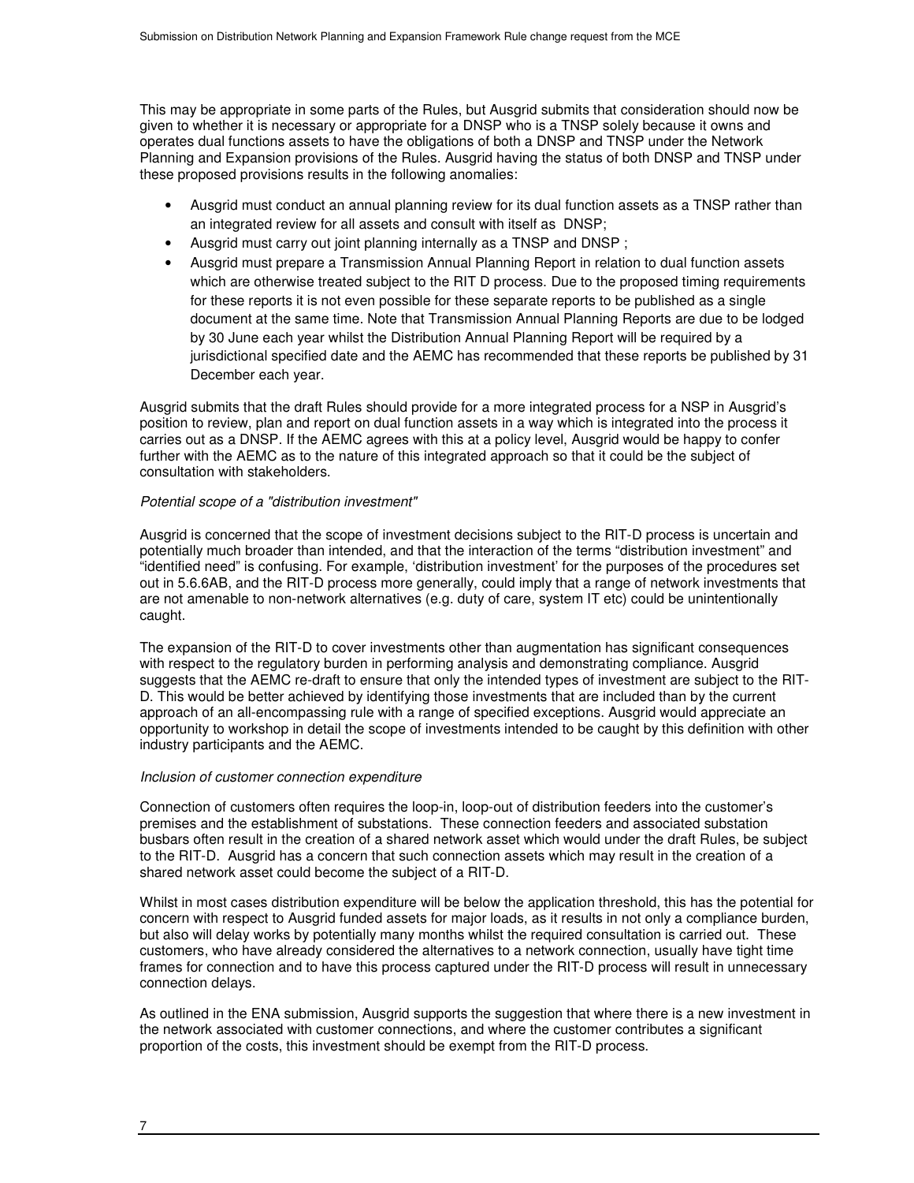This may be appropriate in some parts of the Rules, but Ausgrid submits that consideration should now be given to whether it is necessary or appropriate for a DNSP who is a TNSP solely because it owns and operates dual functions assets to have the obligations of both a DNSP and TNSP under the Network Planning and Expansion provisions of the Rules. Ausgrid having the status of both DNSP and TNSP under these proposed provisions results in the following anomalies:

- Ausgrid must conduct an annual planning review for its dual function assets as a TNSP rather than an integrated review for all assets and consult with itself as DNSP;
- Ausgrid must carry out joint planning internally as a TNSP and DNSP ;
- Ausgrid must prepare a Transmission Annual Planning Report in relation to dual function assets which are otherwise treated subject to the RIT D process. Due to the proposed timing requirements for these reports it is not even possible for these separate reports to be published as a single document at the same time. Note that Transmission Annual Planning Reports are due to be lodged by 30 June each year whilst the Distribution Annual Planning Report will be required by a jurisdictional specified date and the AEMC has recommended that these reports be published by 31 December each year.

Ausgrid submits that the draft Rules should provide for a more integrated process for a NSP in Ausgrid's position to review, plan and report on dual function assets in a way which is integrated into the process it carries out as a DNSP. If the AEMC agrees with this at a policy level, Ausgrid would be happy to confer further with the AEMC as to the nature of this integrated approach so that it could be the subject of consultation with stakeholders.

*Potential scope of a "distribution investment"*

Ausgrid is concerned that the scope of investment decisions subject to the RIT-D process is uncertain and potentially much broader than intended, and that the interaction of the terms "distribution investment" and "identified need" is confusing. For example, 'distribution investment' for the purposes of the procedures set out in 5.6.6AB, and the RIT-D process more generally, could imply that a range of network investments that are not amenable to non-network alternatives (e.g. duty of care, system IT etc) could be unintentionally caught.

The expansion of the RIT-D to cover investments other than augmentation has significant consequences with respect to the regulatory burden in performing analysis and demonstrating compliance. Ausgrid suggests that the AEMC re-draft to ensure that only the intended types of investment are subject to the RIT-D. This would be better achieved by identifying those investments that are included than by the current approach of an all-encompassing rule with a range of specified exceptions. Ausgrid would appreciate an opportunity to workshop in detail the scope of investments intended to be caught by this definition with other industry participants and the AEMC.

*Inclusion of customer connection expenditure*

Connection of customers often requires the loop-in, loop-out of distribution feeders into the customer's premises and the establishment of substations. These connection feeders and associated substation busbars often result in the creation of a shared network asset which would under the draft Rules, be subject to the RIT-D. Ausgrid has a concern that such connection assets which may result in the creation of a shared network asset could become the subject of a RIT-D.

Whilst in most cases distribution expenditure will be below the application threshold, this has the potential for concern with respect to Ausgrid funded assets for major loads, as it results in not only a compliance burden, but also will delay works by potentially many months whilst the required consultation is carried out. These customers, who have already considered the alternatives to a network connection, usually have tight time frames for connection and to have this process captured under the RIT-D process will result in unnecessary connection delays.

As outlined in the ENA submission, Ausgrid supports the suggestion that where there is a new investment in the network associated with customer connections, and where the customer contributes a significant proportion of the costs, this investment should be exempt from the RIT-D process.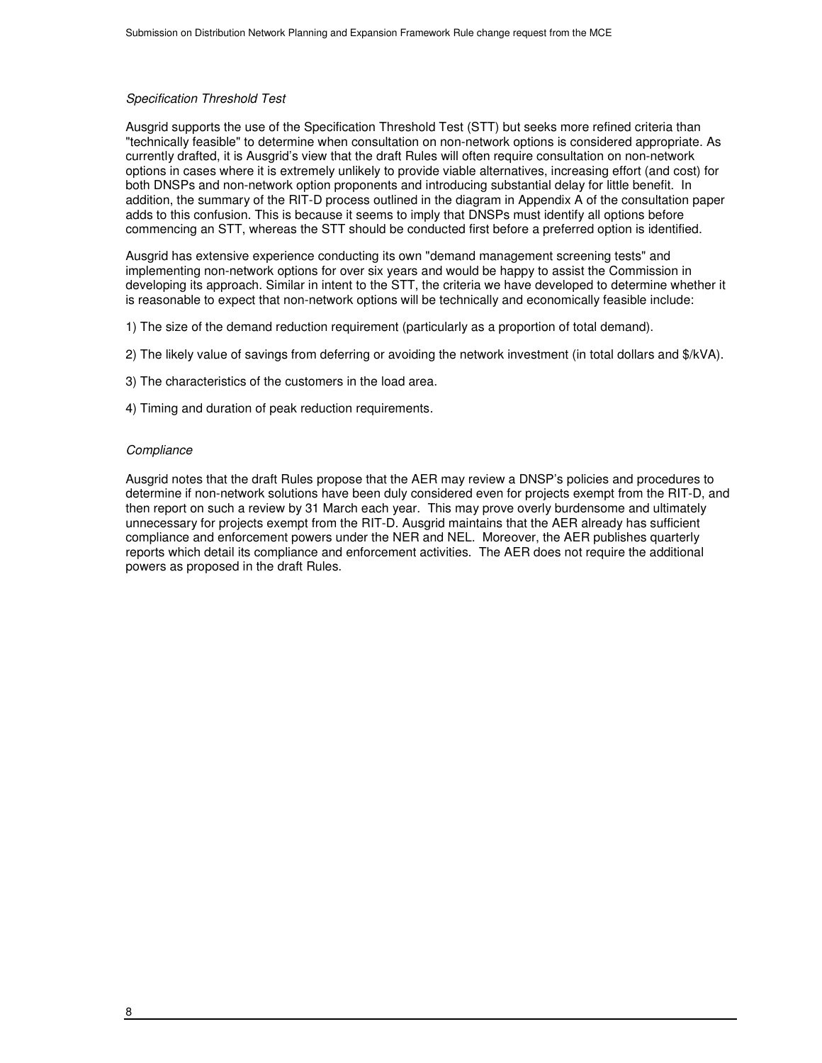*Specification Threshold Test*

Ausgrid supports the use of the Specification Threshold Test (STT) but seeks more refined criteria than "technically feasible" to determine when consultation on non-network options is considered appropriate. As currently drafted, it is Ausgrid's view that the draft Rules will often require consultation on non-network options in cases where it is extremely unlikely to provide viable alternatives, increasing effort (and cost) for both DNSPs and non-network option proponents and introducing substantial delay for little benefit. In addition, the summary of the RIT-D process outlined in the diagram in Appendix A of the consultation paper adds to this confusion. This is because it seems to imply that DNSPs must identify all options before commencing an STT, whereas the STT should be conducted first before a preferred option is identified.

Ausgrid has extensive experience conducting its own "demand management screening tests" and implementing non-network options for over six years and would be happy to assist the Commission in developing its approach. Similar in intent to the STT, the criteria we have developed to determine whether it is reasonable to expect that non-network options will be technically and economically feasible include:

1) The size of the demand reduction requirement (particularly as a proportion of total demand).

2) The likely value of savings from deferring or avoiding the network investment (in total dollars and $/kVA).

3) The characteristics of the customers in the load area.

4) Timing and duration of peak reduction requirements.

*Compliance*

Ausgrid notes that the draft Rules propose that the AER may review a DNSP's policies and procedures to determine if non-network solutions have been duly considered even for projects exempt from the RIT-D, and then report on such a review by 31 March each year. This may prove overly burdensome and ultimately unnecessary for projects exempt from the RIT-D. Ausgrid maintains that the AER already has sufficient compliance and enforcement powers under the NER and NEL. Moreover, the AER publishes quarterly reports which detail its compliance and enforcement activities. The AER does not require the additional powers as proposed in the draft Rules.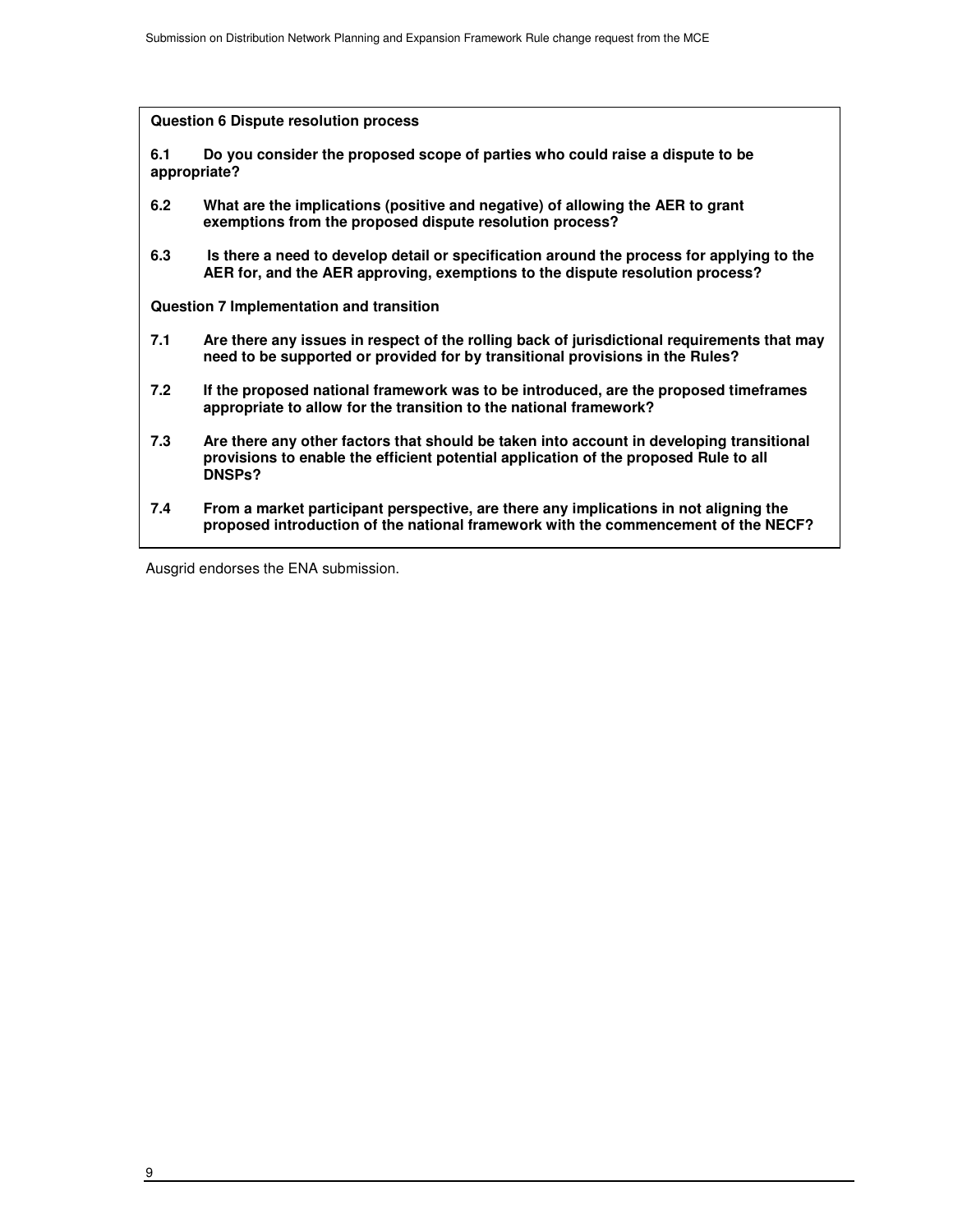**Question 6 Dispute resolution process**

**6.1 Do you consider the proposed scope of parties who could raise a dispute to be appropriate?**

**6.2 What are the implications (positive and negative) of allowing the AER to grant exemptions from the proposed dispute resolution process?**

**6.3 Is there a need to develop detail or specification around the process for applying to the AER for, and the AER approving, exemptions to the dispute resolution process?**

**Question 7 Implementation and transition**

**7.1 Are there any issues in respect of the rolling back of jurisdictional requirements that may need to be supported or provided for by transitional provisions in the Rules?**

**7.2 If the proposed national framework was to be introduced, are the proposed timeframes appropriate to allow for the transition to the national framework?**

**7.3 Are there any other factors that should be taken into account in developing transitional provisions to enable the efficient potential application of the proposed Rule to all DNSPs?**

**7.4 From a market participant perspective, are there any implications in not aligning the proposed introduction of the national framework with the commencement of the NECF?**

Ausgrid endorses the ENA submission.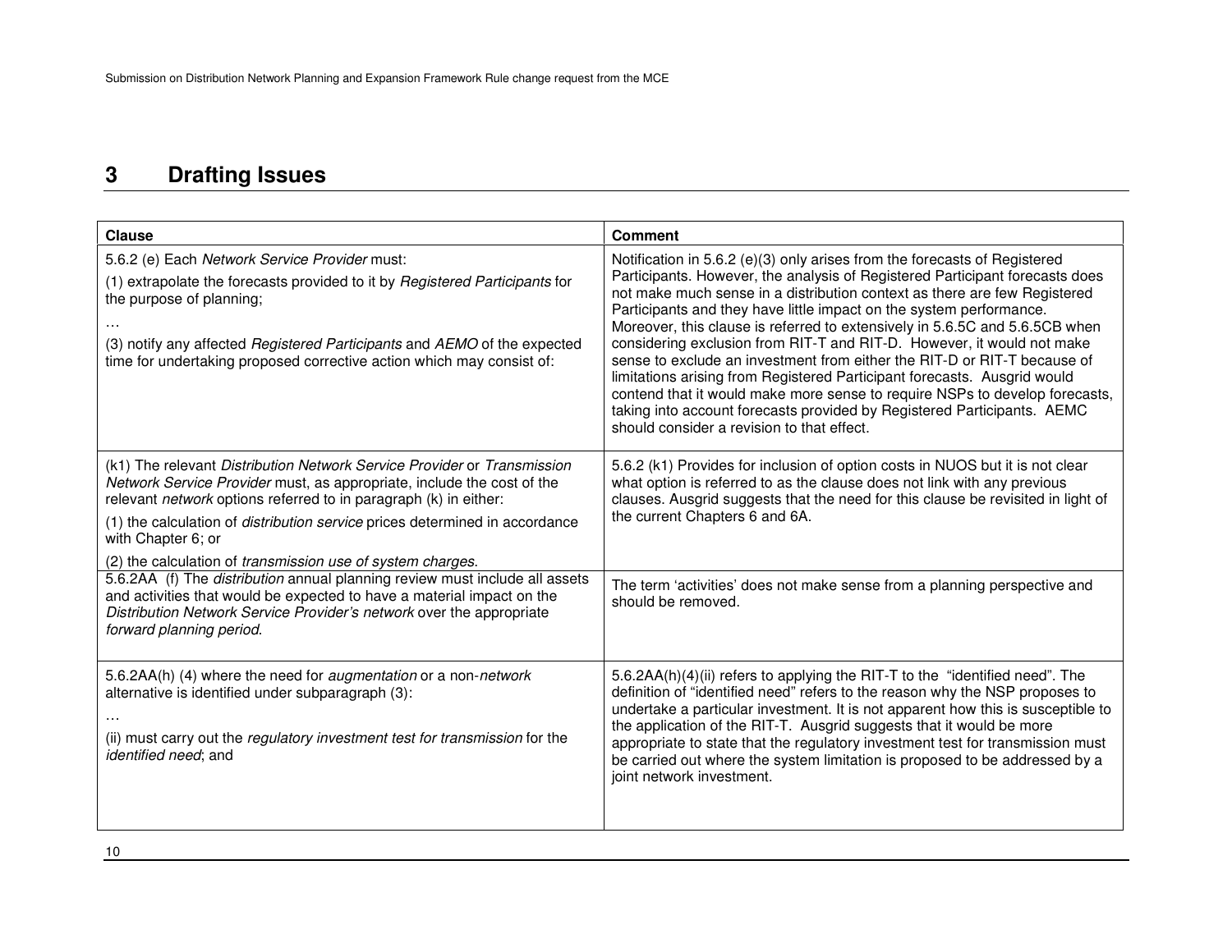# 3 Drafting Issues

| Clause | Comment |
|---|---|
| 5.6.2 (e) Each *Network Service Provider* must:<br>(1) extrapolate the forecasts provided to it by *Registered Participants* for the purpose of planning;<br>…<br>(3) notify any affected *Registered Participants* and *AEMO* of the expected time for undertaking proposed corrective action which may consist of: | Notification in 5.6.2 (e)(3) only arises from the forecasts of Registered Participants. However, the analysis of Registered Participant forecasts does not make much sense in a distribution context as there are few Registered Participants and they have little impact on the system performance. Moreover, this clause is referred to extensively in 5.6.5C and 5.6.5CB when considering exclusion from RIT-T and RIT-D. However, it would not make sense to exclude an investment from either the RIT-D or RIT-T because of limitations arising from Registered Participant forecasts. Ausgrid would contend that it would make more sense to require NSPs to develop forecasts, taking into account forecasts provided by Registered Participants. AEMC should consider a revision to that effect. |
| (k1) The relevant *Distribution Network Service Provider* or *Transmission Network Service Provider* must, as appropriate, include the cost of the relevant *network* options referred to in paragraph (k) in either:<br>(1) the calculation of *distribution service* prices determined in accordance with Chapter 6; or<br>(2) the calculation of *transmission use of system charges*. | 5.6.2 (k1) Provides for inclusion of option costs in NUOS but it is not clear what option is referred to as the clause does not link with any previous clauses. Ausgrid suggests that the need for this clause be revisited in light of the current Chapters 6 and 6A. |
| 5.6.2AA (f) The *distribution* annual planning review must include all assets and activities that would be expected to have a material impact on the *Distribution Network Service Provider's network* over the appropriate *forward planning period*. | The term 'activities' does not make sense from a planning perspective and should be removed. |
| 5.6.2AA(h) (4) where the need for *augmentation* or a non-*network* alternative is identified under subparagraph (3):<br>…<br>(ii) must carry out the *regulatory investment test for transmission* for the *identified need*; and | 5.6.2AA(h)(4)(ii) refers to applying the RIT-T to the "identified need". The definition of "identified need" refers to the reason why the NSP proposes to undertake a particular investment. It is not apparent how this is susceptible to the application of the RIT-T. Ausgrid suggests that it would be more appropriate to state that the regulatory investment test for transmission must be carried out where the system limitation is proposed to be addressed by a joint network investment. |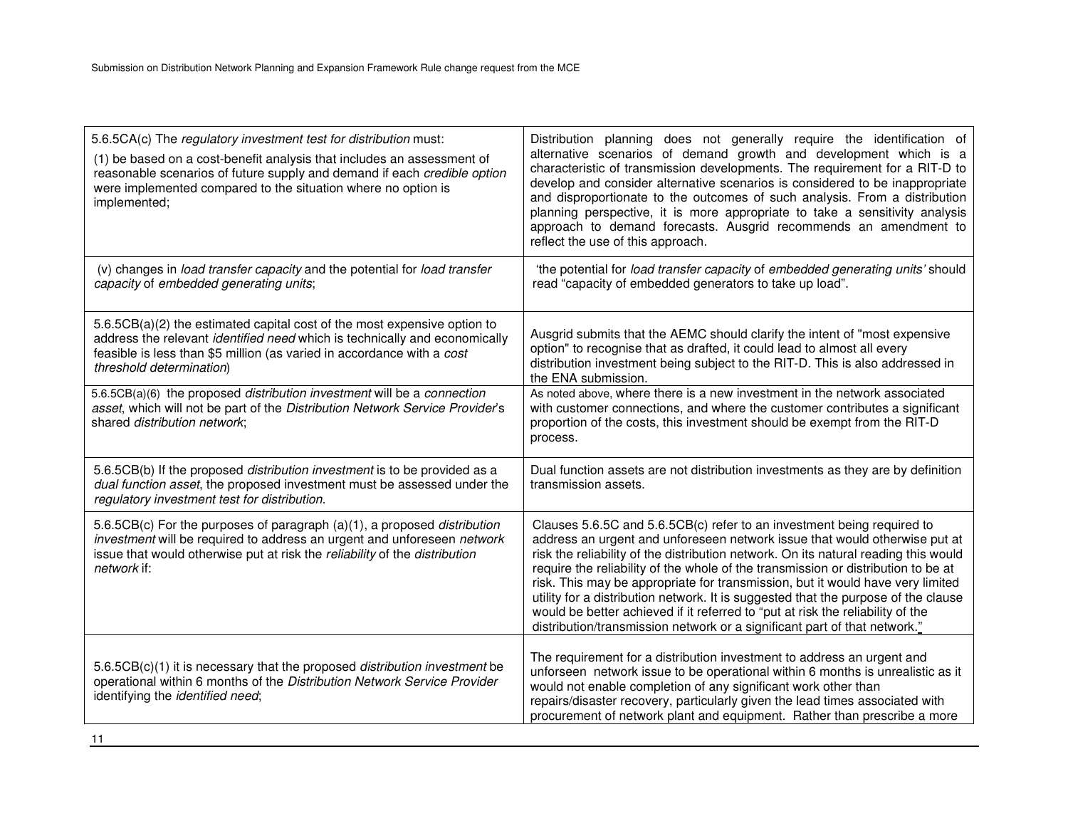| | |
|---|---|
| 5.6.5CA(c) The *regulatory investment test for distribution* must:<br>(1) be based on a cost-benefit analysis that includes an assessment of reasonable scenarios of future supply and demand if each *credible option* were implemented compared to the situation where no option is implemented; | Distribution planning does not generally require the identification of alternative scenarios of demand growth and development which is a characteristic of transmission developments. The requirement for a RIT-D to develop and consider alternative scenarios is considered to be inappropriate and disproportionate to the outcomes of such analysis. From a distribution planning perspective, it is more appropriate to take a sensitivity analysis approach to demand forecasts. Ausgrid recommends an amendment to reflect the use of this approach. |
| (v) changes in *load transfer capacity* and the potential for *load transfer capacity* of *embedded generating units*; | 'the potential for *load transfer capacity* of *embedded generating units'* should read "capacity of embedded generators to take up load". |
| 5.6.5CB(a)(2) the estimated capital cost of the most expensive option to address the relevant *identified need* which is technically and economically feasible is less than $5 million (as varied in accordance with a *cost threshold determination*) | Ausgrid submits that the AEMC should clarify the intent of "most expensive option" to recognise that as drafted, it could lead to almost all every distribution investment being subject to the RIT-D. This is also addressed in the ENA submission. |
| 5.6.5CB(a)(6) the proposed *distribution investment* will be a *connection asset*, which will not be part of the *Distribution Network Service Provider*'s shared *distribution network*; | As noted above, where there is a new investment in the network associated with customer connections, and where the customer contributes a significant proportion of the costs, this investment should be exempt from the RIT-D process. |
| 5.6.5CB(b) If the proposed *distribution investment* is to be provided as a *dual function asset*, the proposed investment must be assessed under the *regulatory investment test for distribution*. | Dual function assets are not distribution investments as they are by definition transmission assets. |
| 5.6.5CB(c) For the purposes of paragraph (a)(1), a proposed *distribution investment* will be required to address an urgent and unforeseen *network* issue that would otherwise put at risk the *reliability* of the *distribution network* if: | Clauses 5.6.5C and 5.6.5CB(c) refer to an investment being required to address an urgent and unforeseen network issue that would otherwise put at risk the reliability of the distribution network. On its natural reading this would require the reliability of the whole of the transmission or distribution to be at risk. This may be appropriate for transmission, but it would have very limited utility for a distribution network. It is suggested that the purpose of the clause would be better achieved if it referred to "put at risk the reliability of the distribution/transmission network or a significant part of that network." |
| 5.6.5CB(c)(1) it is necessary that the proposed *distribution investment* be operational within 6 months of the *Distribution Network Service Provider* identifying the *identified need*; | The requirement for a distribution investment to address an urgent and unforseen network issue to be operational within 6 months is unrealistic as it would not enable completion of any significant work other than repairs/disaster recovery, particularly given the lead times associated with procurement of network plant and equipment. Rather than prescribe a more |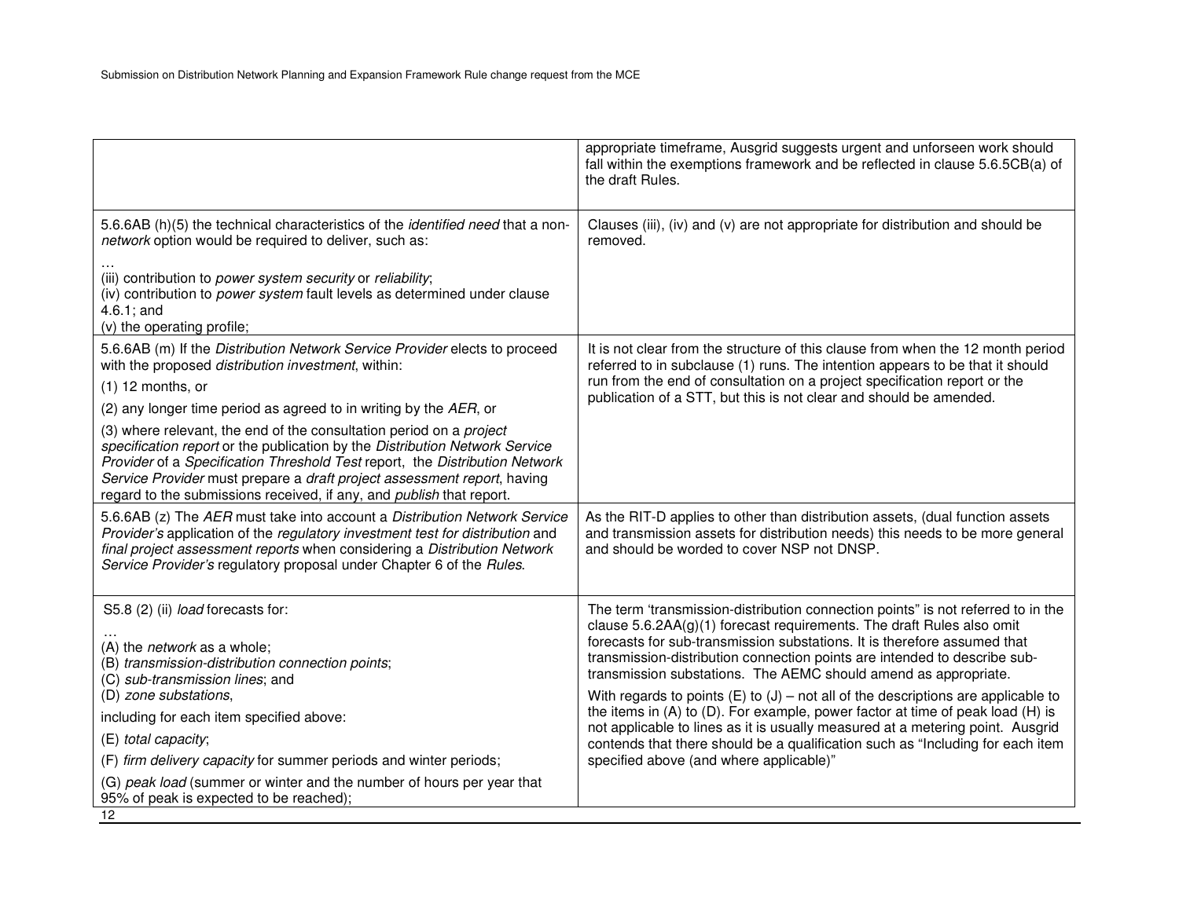| | |
|---|---|
| | appropriate timeframe, Ausgrid suggests urgent and unforseen work should fall within the exemptions framework and be reflected in clause 5.6.5CB(a) of the draft Rules. |
| 5.6.6AB (h)(5) the technical characteristics of the *identified need* that a non-*network* option would be required to deliver, such as:<br>…<br>(iii) contribution to *power system security* or *reliability*;<br>(iv) contribution to *power system* fault levels as determined under clause 4.6.1; and<br>(v) the operating profile; | Clauses (iii), (iv) and (v) are not appropriate for distribution and should be removed. |
| 5.6.6AB (m) If the *Distribution Network Service Provider* elects to proceed with the proposed *distribution investment*, within:<br>(1) 12 months, or<br>(2) any longer time period as agreed to in writing by the *AER*, or<br>(3) where relevant, the end of the consultation period on a *project specification report* or the publication by the *Distribution Network Service Provider* of a *Specification Threshold Test* report, the *Distribution Network Service Provider* must prepare a *draft project assessment report*, having regard to the submissions received, if any, and *publish* that report. | It is not clear from the structure of this clause from when the 12 month period referred to in subclause (1) runs. The intention appears to be that it should run from the end of consultation on a project specification report or the publication of a STT, but this is not clear and should be amended. |
| 5.6.6AB (z) The *AER* must take into account a *Distribution Network Service Provider's* application of the *regulatory investment test for distribution* and *final project assessment reports* when considering a *Distribution Network Service Provider's* regulatory proposal under Chapter 6 of the *Rules*. | As the RIT-D applies to other than distribution assets, (dual function assets and transmission assets for distribution needs) this needs to be more general and should be worded to cover NSP not DNSP. |
| S5.8 (2) (ii) *load* forecasts for:<br>…<br>(A) the *network* as a whole;<br>(B) *transmission-distribution connection points*;<br>(C) *sub-transmission lines*; and<br>(D) *zone substations*,<br>including for each item specified above:<br>(E) *total capacity*;<br>(F) *firm delivery capacity* for summer periods and winter periods;<br>(G) *peak load* (summer or winter and the number of hours per year that 95% of peak is expected to be reached); | The term 'transmission-distribution connection points" is not referred to in the clause 5.6.2AA(g)(1) forecast requirements. The draft Rules also omit forecasts for sub-transmission substations. It is therefore assumed that transmission-distribution connection points are intended to describe sub-transmission substations. The AEMC should amend as appropriate.<br>With regards to points (E) to (J) – not all of the descriptions are applicable to the items in (A) to (D). For example, power factor at time of peak load (H) is not applicable to lines as it is usually measured at a metering point. Ausgrid contends that there should be a qualification such as "Including for each item specified above (and where applicable)" |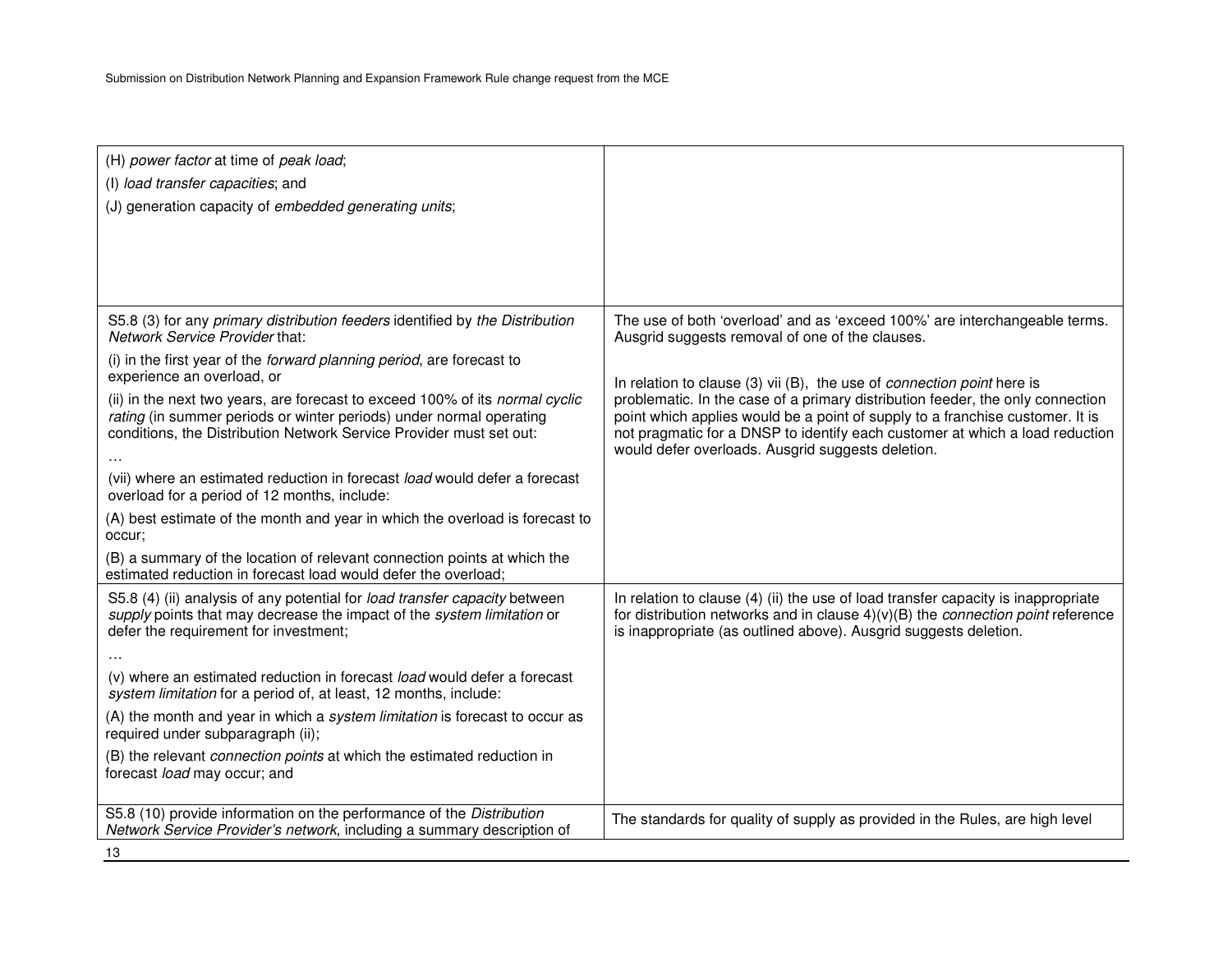| | |
|---|---|
| (H) *power factor* at time of *peak load*;<br>(I) *load transfer capacities*; and<br>(J) generation capacity of *embedded generating units*; | |
| S5.8 (3) for any *primary distribution feeders* identified by *the Distribution Network Service Provider* that:<br>(i) in the first year of the *forward planning period*, are forecast to experience an overload, or<br>(ii) in the next two years, are forecast to exceed 100% of its *normal cyclic rating* (in summer periods or winter periods) under normal operating conditions, the Distribution Network Service Provider must set out:<br>…<br>(vii) where an estimated reduction in forecast *load* would defer a forecast overload for a period of 12 months, include:<br>(A) best estimate of the month and year in which the overload is forecast to occur;<br>(B) a summary of the location of relevant connection points at which the estimated reduction in forecast load would defer the overload; | The use of both 'overload' and as 'exceed 100%' are interchangeable terms. Ausgrid suggests removal of one of the clauses.<br><br>In relation to clause (3) vii (B), the use of *connection point* here is problematic. In the case of a primary distribution feeder, the only connection point which applies would be a point of supply to a franchise customer. It is not pragmatic for a DNSP to identify each customer at which a load reduction would defer overloads. Ausgrid suggests deletion. |
| S5.8 (4) (ii) analysis of any potential for *load transfer capacity* between *supply* points that may decrease the impact of the *system limitation* or defer the requirement for investment;<br>…<br>(v) where an estimated reduction in forecast *load* would defer a forecast *system limitation* for a period of, at least, 12 months, include:<br>(A) the month and year in which a *system limitation* is forecast to occur as required under subparagraph (ii);<br>(B) the relevant *connection points* at which the estimated reduction in forecast *load* may occur; and | In relation to clause (4) (ii) the use of load transfer capacity is inappropriate for distribution networks and in clause 4)(v)(B) the *connection point* reference is inappropriate (as outlined above). Ausgrid suggests deletion. |
| S5.8 (10) provide information on the performance of the *Distribution Network Service Provider's network*, including a summary description of | The standards for quality of supply as provided in the Rules, are high level |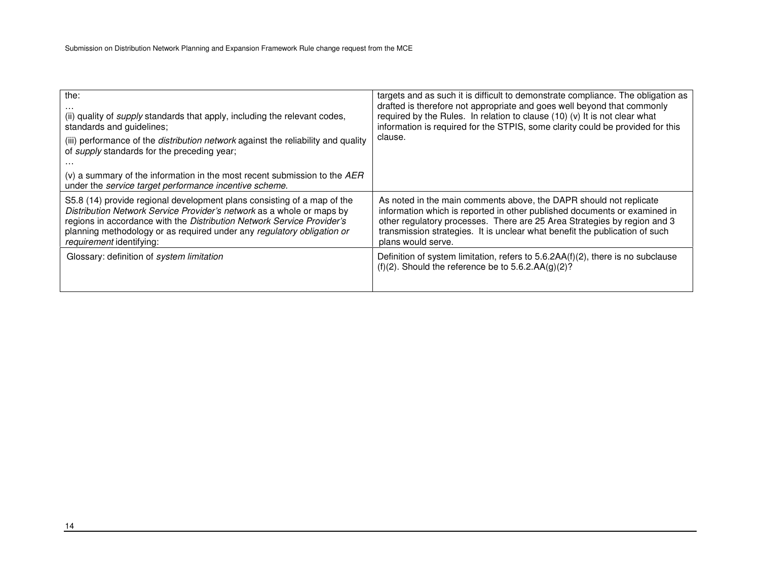| | |
|---|---|
| the:<br>…<br>(ii) quality of *supply* standards that apply, including the relevant codes, standards and guidelines;<br>(iii) performance of the *distribution network* against the reliability and quality of *supply* standards for the preceding year;<br>…<br>(v) a summary of the information in the most recent submission to the *AER* under the *service target performance incentive scheme*. | targets and as such it is difficult to demonstrate compliance. The obligation as drafted is therefore not appropriate and goes well beyond that commonly required by the Rules. In relation to clause (10) (v) It is not clear what information is required for the STPIS, some clarity could be provided for this clause. |
| S5.8 (14) provide regional development plans consisting of a map of the *Distribution Network Service Provider's network* as a whole or maps by regions in accordance with the *Distribution Network Service Provider's* planning methodology or as required under any *regulatory obligation or requirement* identifying: | As noted in the main comments above, the DAPR should not replicate information which is reported in other published documents or examined in other regulatory processes. There are 25 Area Strategies by region and 3 transmission strategies. It is unclear what benefit the publication of such plans would serve. |
| Glossary: definition of *system limitation* | Definition of system limitation, refers to 5.6.2AA(f)(2), there is no subclause (f)(2). Should the reference be to 5.6.2.AA(g)(2)? |